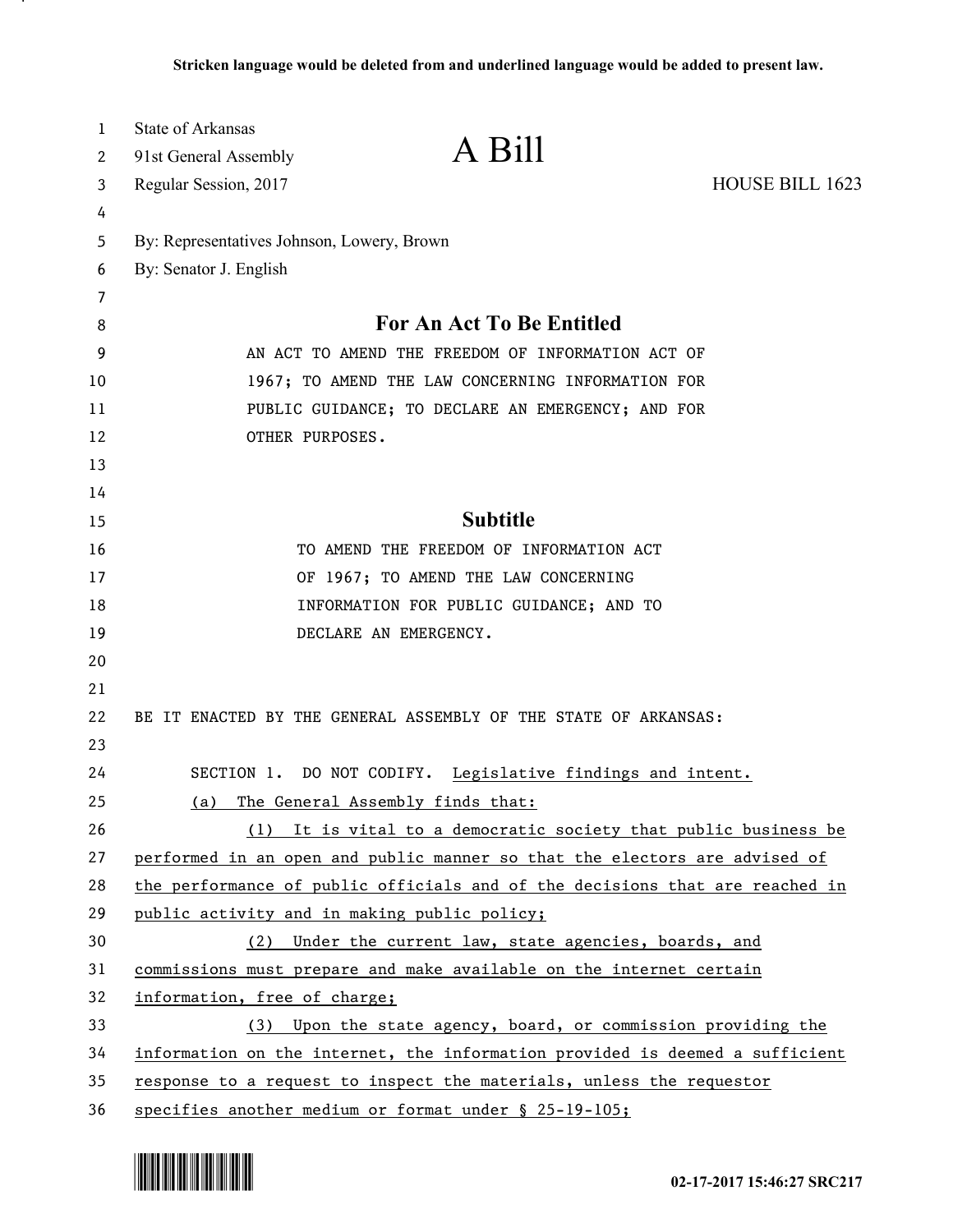**Stricken language would be deleted from and underlined language would be added to present law.**

State of Arkansas
91st General Assembly
Regular Session, 2017

# A Bill

HOUSE BILL 1623

By: Representatives Johnson, Lowery, Brown
By: Senator J. English

## For An Act To Be Entitled

AN ACT TO AMEND THE FREEDOM OF INFORMATION ACT OF 1967; TO AMEND THE LAW CONCERNING INFORMATION FOR PUBLIC GUIDANCE; TO DECLARE AN EMERGENCY; AND FOR OTHER PURPOSES.

## Subtitle

TO AMEND THE FREEDOM OF INFORMATION ACT OF 1967; TO AMEND THE LAW CONCERNING INFORMATION FOR PUBLIC GUIDANCE; AND TO DECLARE AN EMERGENCY.

BE IT ENACTED BY THE GENERAL ASSEMBLY OF THE STATE OF ARKANSAS:

SECTION 1. DO NOT CODIFY. Legislative findings and intent.

(a) The General Assembly finds that:

(1) It is vital to a democratic society that public business be performed in an open and public manner so that the electors are advised of the performance of public officials and of the decisions that are reached in public activity and in making public policy;

(2) Under the current law, state agencies, boards, and commissions must prepare and make available on the internet certain information, free of charge;

(3) Upon the state agency, board, or commission providing the information on the internet, the information provided is deemed a sufficient response to a request to inspect the materials, unless the requestor specifies another medium or format under § 25-19-105;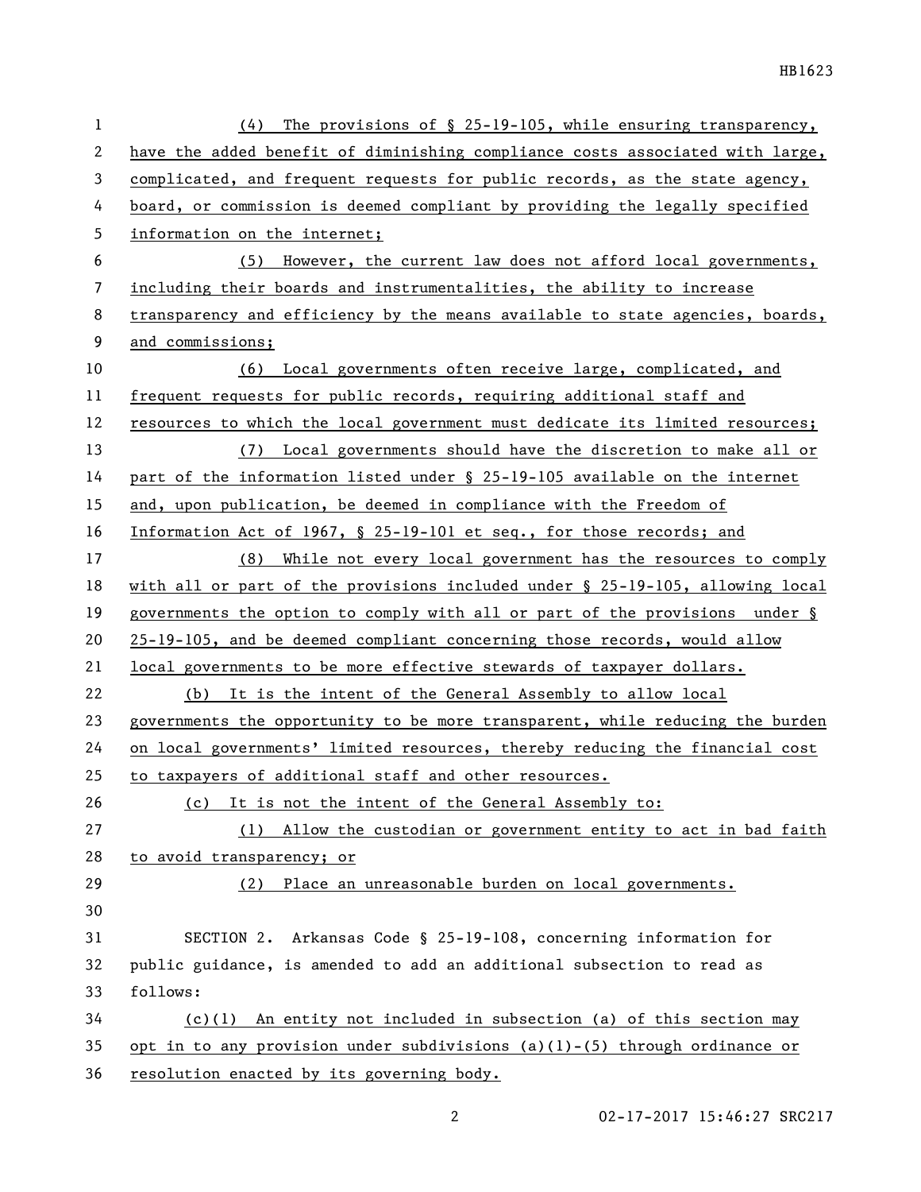(4) The provisions of § 25-19-105, while ensuring transparency, have the added benefit of diminishing compliance costs associated with large, complicated, and frequent requests for public records, as the state agency, board, or commission is deemed compliant by providing the legally specified information on the internet;

(5) However, the current law does not afford local governments, including their boards and instrumentalities, the ability to increase transparency and efficiency by the means available to state agencies, boards, and commissions;

(6) Local governments often receive large, complicated, and frequent requests for public records, requiring additional staff and resources to which the local government must dedicate its limited resources;

(7) Local governments should have the discretion to make all or part of the information listed under § 25-19-105 available on the internet and, upon publication, be deemed in compliance with the Freedom of Information Act of 1967, § 25-19-101 et seq., for those records; and

(8) While not every local government has the resources to comply with all or part of the provisions included under § 25-19-105, allowing local governments the option to comply with all or part of the provisions under § 25-19-105, and be deemed compliant concerning those records, would allow local governments to be more effective stewards of taxpayer dollars.

(b) It is the intent of the General Assembly to allow local governments the opportunity to be more transparent, while reducing the burden on local governments' limited resources, thereby reducing the financial cost to taxpayers of additional staff and other resources.

(c) It is not the intent of the General Assembly to:

(1) Allow the custodian or government entity to act in bad faith to avoid transparency; or

(2) Place an unreasonable burden on local governments.

SECTION 2. Arkansas Code § 25-19-108, concerning information for public guidance, is amended to add an additional subsection to read as follows:

(c)(1) An entity not included in subsection (a) of this section may opt in to any provision under subdivisions (a)(1)-(5) through ordinance or resolution enacted by its governing body.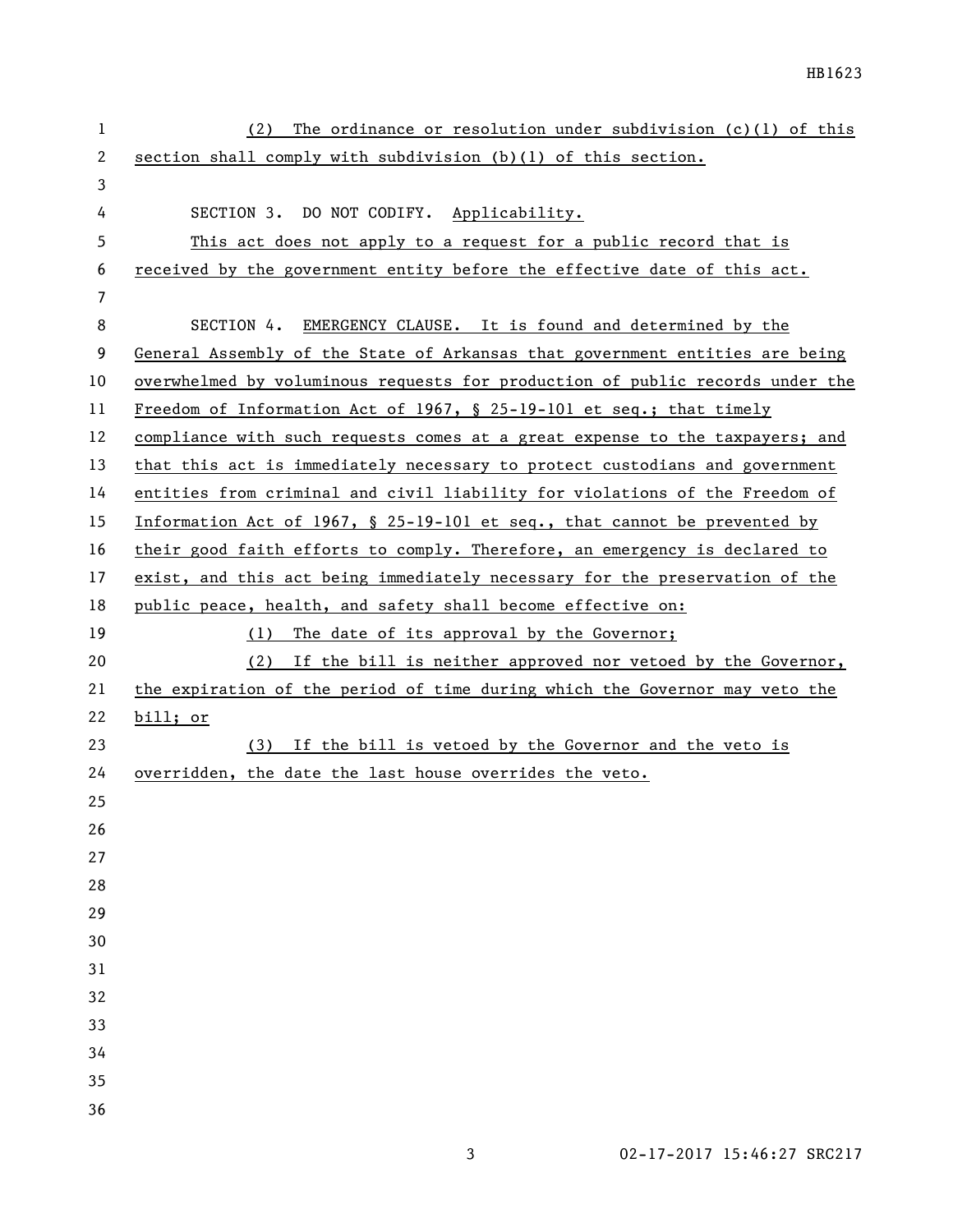(2) The ordinance or resolution under subdivision (c)(1) of this section shall comply with subdivision (b)(1) of this section.

SECTION 3. DO NOT CODIFY. Applicability.

This act does not apply to a request for a public record that is received by the government entity before the effective date of this act.

SECTION 4. EMERGENCY CLAUSE. It is found and determined by the General Assembly of the State of Arkansas that government entities are being overwhelmed by voluminous requests for production of public records under the Freedom of Information Act of 1967, § 25-19-101 et seq.; that timely compliance with such requests comes at a great expense to the taxpayers; and that this act is immediately necessary to protect custodians and government entities from criminal and civil liability for violations of the Freedom of Information Act of 1967, § 25-19-101 et seq., that cannot be prevented by their good faith efforts to comply. Therefore, an emergency is declared to exist, and this act being immediately necessary for the preservation of the public peace, health, and safety shall become effective on:

(1) The date of its approval by the Governor;

(2) If the bill is neither approved nor vetoed by the Governor, the expiration of the period of time during which the Governor may veto the bill; or

(3) If the bill is vetoed by the Governor and the veto is overridden, the date the last house overrides the veto.